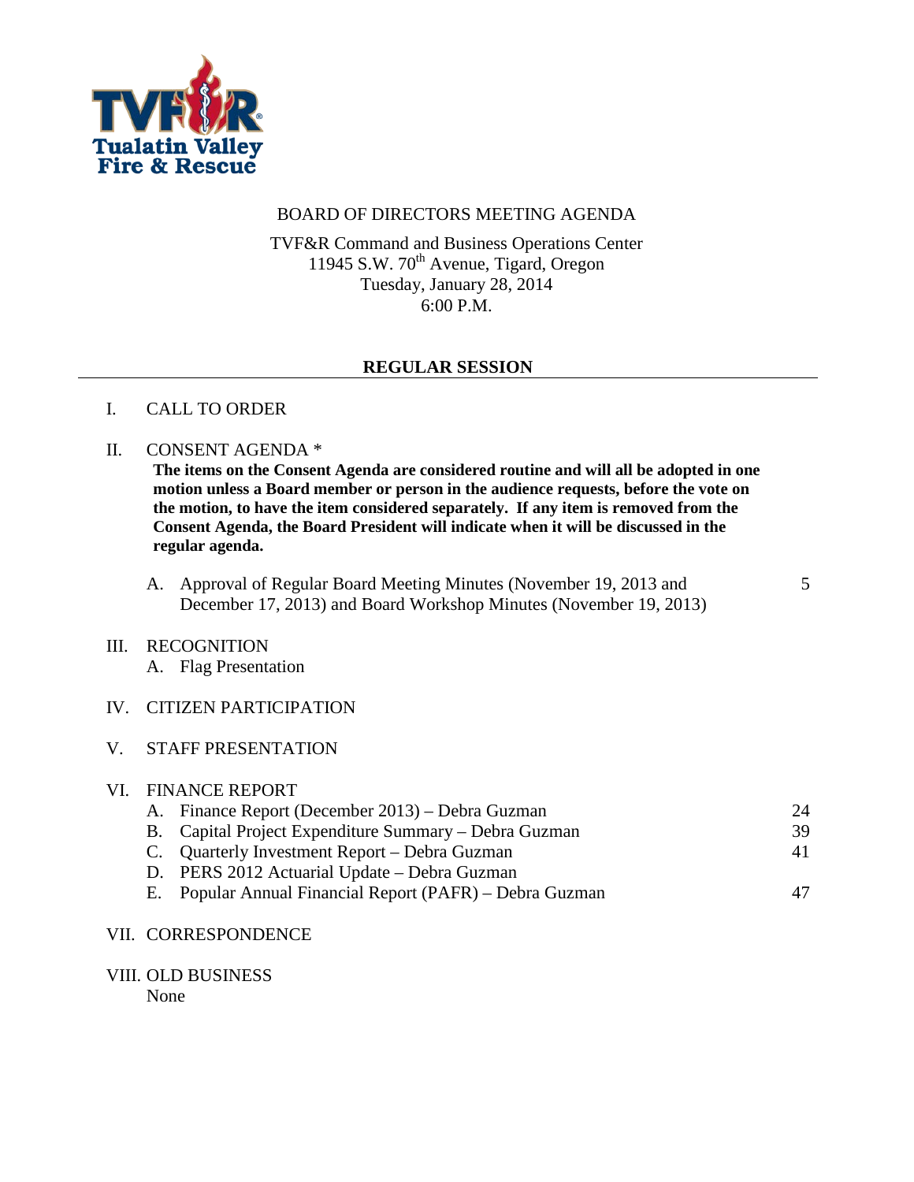Tualatin Valley Fire & Rescue

# BOARD OF DIRECTORS MEETING AGENDA

TVF&R Command and Business Operations Center
11945 S.W. 70th Avenue, Tigard, Oregon
Tuesday, January 28, 2014
6:00 P.M.

## REGULAR SESSION

I. CALL TO ORDER

II. CONSENT AGENDA *

**The items on the Consent Agenda are considered routine and will all be adopted in one motion unless a Board member or person in the audience requests, before the vote on the motion, to have the item considered separately. If any item is removed from the Consent Agenda, the Board President will indicate when it will be discussed in the regular agenda.**

A. Approval of Regular Board Meeting Minutes (November 19, 2013 and December 17, 2013) and Board Workshop Minutes (November 19, 2013) — 5

III. RECOGNITION

A. Flag Presentation

IV. CITIZEN PARTICIPATION

V. STAFF PRESENTATION

VI. FINANCE REPORT

A. Finance Report (December 2013) – Debra Guzman — 24
B. Capital Project Expenditure Summary – Debra Guzman — 39
C. Quarterly Investment Report – Debra Guzman — 41
D. PERS 2012 Actuarial Update – Debra Guzman
E. Popular Annual Financial Report (PAFR) – Debra Guzman — 47

VII. CORRESPONDENCE

VIII. OLD BUSINESS

None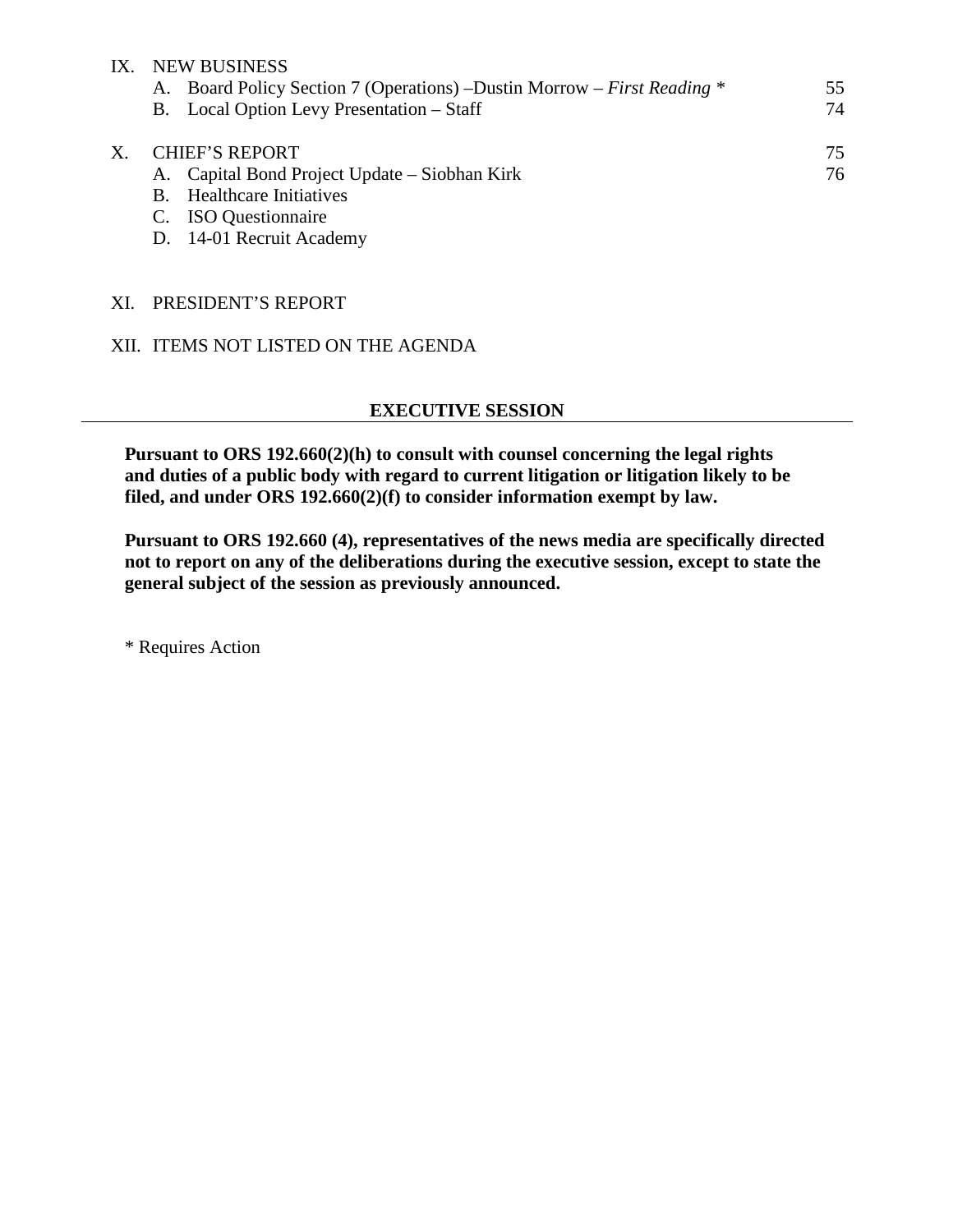IX. NEW BUSINESS

A. Board Policy Section 7 (Operations) –Dustin Morrow – *First Reading* * 55

B. Local Option Levy Presentation – Staff 74

X. CHIEF'S REPORT 75

A. Capital Bond Project Update – Siobhan Kirk 76

B. Healthcare Initiatives

C. ISO Questionnaire

D. 14-01 Recruit Academy

XI. PRESIDENT'S REPORT

XII. ITEMS NOT LISTED ON THE AGENDA

## EXECUTIVE SESSION

**Pursuant to ORS 192.660(2)(h) to consult with counsel concerning the legal rights and duties of a public body with regard to current litigation or litigation likely to be filed, and under ORS 192.660(2)(f) to consider information exempt by law.**

**Pursuant to ORS 192.660 (4), representatives of the news media are specifically directed not to report on any of the deliberations during the executive session, except to state the general subject of the session as previously announced.**

* Requires Action